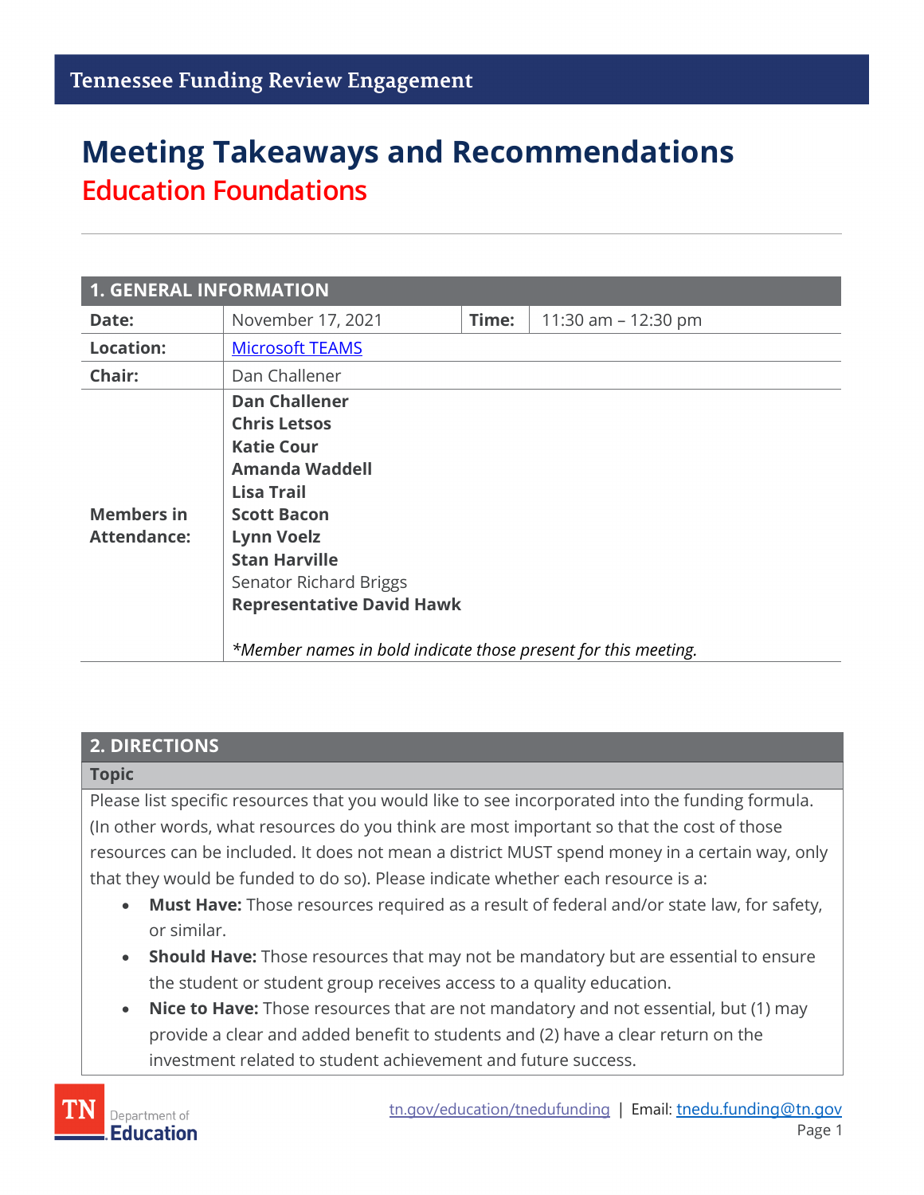Tennessee Funding Review Engagement

# Meeting Takeaways and Recommendations

## Education Foundations

| 1. GENERAL INFORMATION | | | |
|---|---|---|---|
| **Date:** | November 17, 2021 | **Time:** | 11:30 am – 12:30 pm |
| **Location:** | Microsoft TEAMS | | |
| **Chair:** | Dan Challener | | |
| **Members in Attendance:** | **Dan Challener**<br>**Chris Letsos**<br>**Katie Cour**<br>**Amanda Waddell**<br>**Lisa Trail**<br>**Scott Bacon**<br>**Lynn Voelz**<br>**Stan Harville**<br>Senator Richard Briggs<br>**Representative David Hawk**<br><br>*\*Member names in bold indicate those present for this meeting.* | | |

| 2. DIRECTIONS |
|---|
| **Topic** |
| Please list specific resources that you would like to see incorporated into the funding formula. (In other words, what resources do you think are most important so that the cost of those resources can be included. It does not mean a district MUST spend money in a certain way, only that they would be funded to do so). Please indicate whether each resource is a:<br>• **Must Have:** Those resources required as a result of federal and/or state law, for safety, or similar.<br>• **Should Have:** Those resources that may not be mandatory but are essential to ensure the student or student group receives access to a quality education.<br>• **Nice to Have:** Those resources that are not mandatory and not essential, but (1) may provide a clear and added benefit to students and (2) have a clear return on the investment related to student achievement and future success. |

tn.gov/education/tnedufunding | Email: tnedu.funding@tn.gov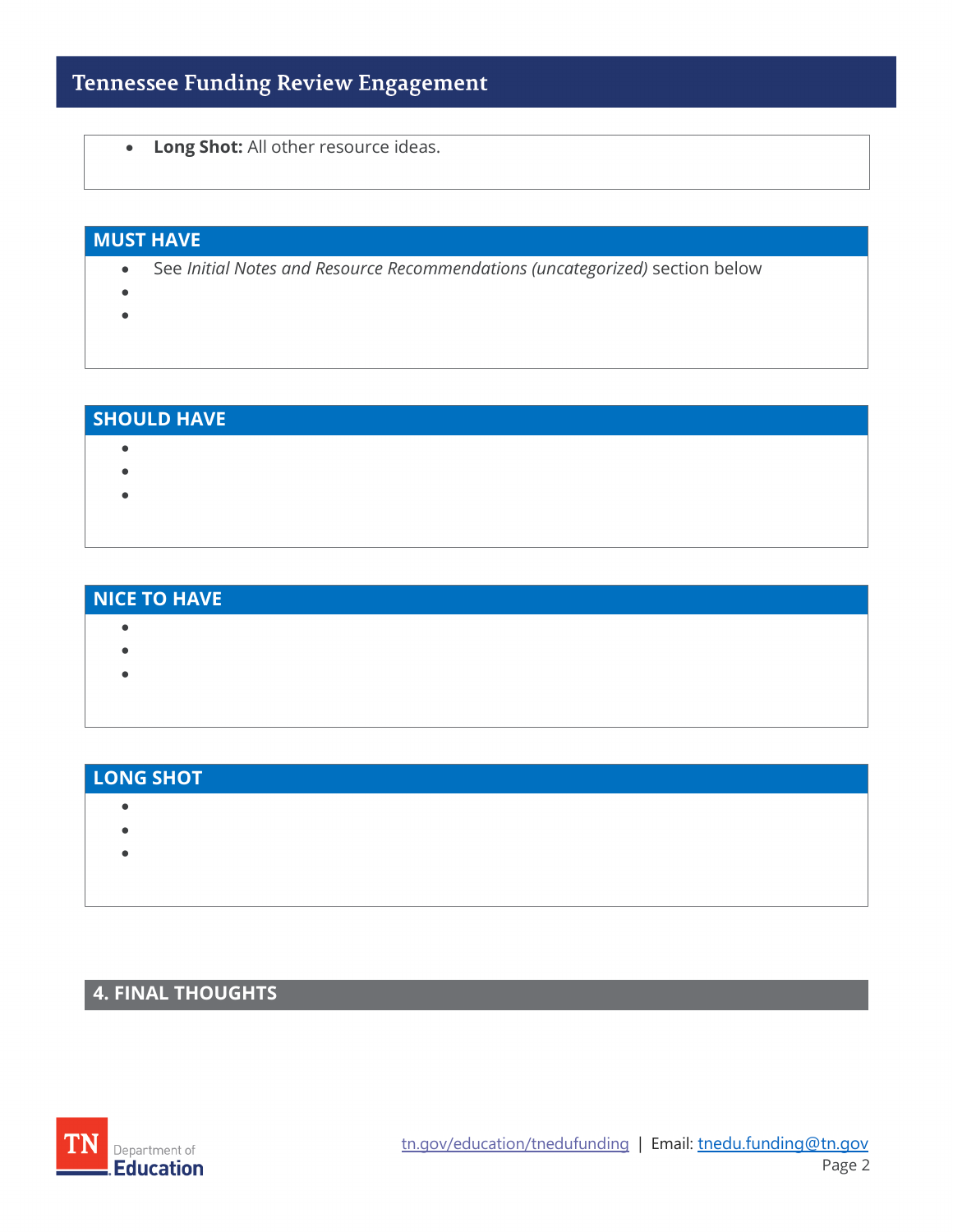- **Long Shot:** All other resource ideas.

## MUST HAVE

- See *Initial Notes and Resource Recommendations (uncategorized)* section below

## SHOULD HAVE

## NICE TO HAVE

## LONG SHOT

## 4. FINAL THOUGHTS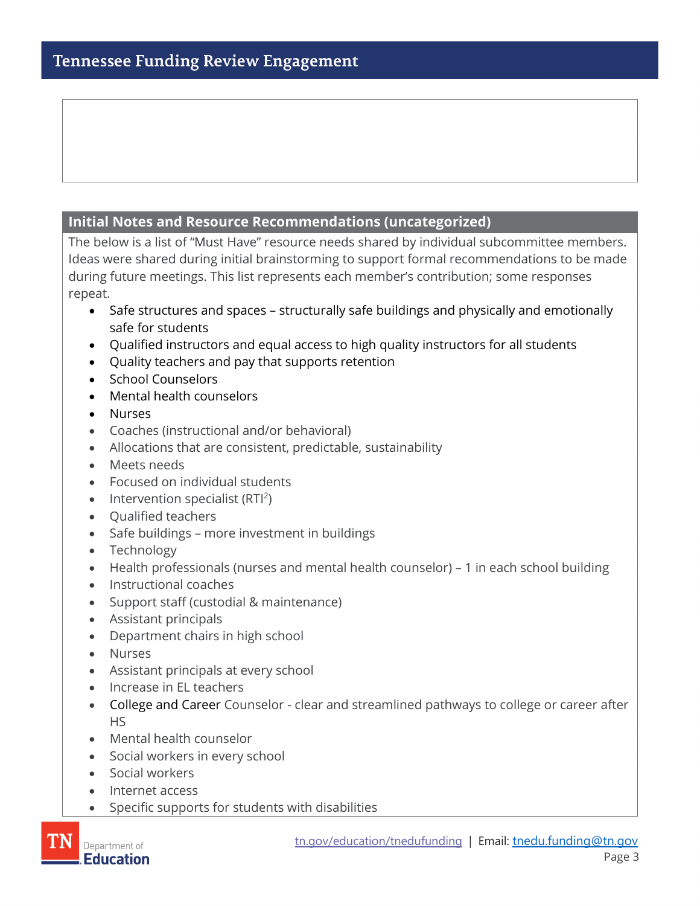## Initial Notes and Resource Recommendations (uncategorized)

The below is a list of "Must Have" resource needs shared by individual subcommittee members. Ideas were shared during initial brainstorming to support formal recommendations to be made during future meetings. This list represents each member's contribution; some responses repeat.

- Safe structures and spaces – structurally safe buildings and physically and emotionally safe for students
- Qualified instructors and equal access to high quality instructors for all students
- Quality teachers and pay that supports retention
- School Counselors
- Mental health counselors
- Nurses
- Coaches (instructional and/or behavioral)
- Allocations that are consistent, predictable, sustainability
- Meets needs
- Focused on individual students
- Intervention specialist ($RTI^2$)
- Qualified teachers
- Safe buildings – more investment in buildings
- Technology
- Health professionals (nurses and mental health counselor) – 1 in each school building
- Instructional coaches
- Support staff (custodial & maintenance)
- Assistant principals
- Department chairs in high school
- Nurses
- Assistant principals at every school
- Increase in EL teachers
- College and Career Counselor - clear and streamlined pathways to college or career after HS
- Mental health counselor
- Social workers in every school
- Social workers
- Internet access
- Specific supports for students with disabilities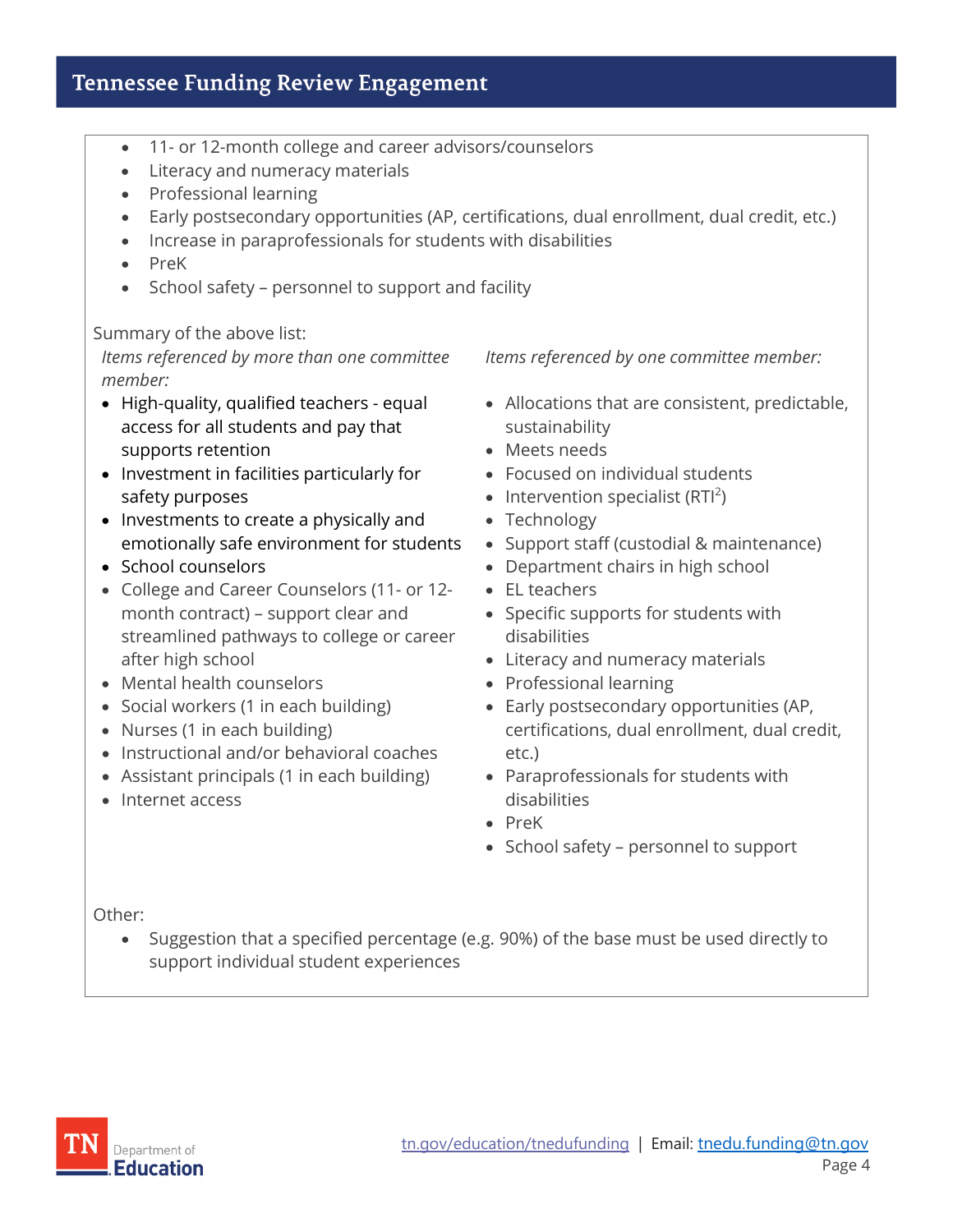- 11- or 12-month college and career advisors/counselors
- Literacy and numeracy materials
- Professional learning
- Early postsecondary opportunities (AP, certifications, dual enrollment, dual credit, etc.)
- Increase in paraprofessionals for students with disabilities
- PreK
- School safety – personnel to support and facility

Summary of the above list:

*Items referenced by more than one committee member:*

- High-quality, qualified teachers - equal access for all students and pay that supports retention
- Investment in facilities particularly for safety purposes
- Investments to create a physically and emotionally safe environment for students
- School counselors
- College and Career Counselors (11- or 12-month contract) – support clear and streamlined pathways to college or career after high school
- Mental health counselors
- Social workers (1 in each building)
- Nurses (1 in each building)
- Instructional and/or behavioral coaches
- Assistant principals (1 in each building)
- Internet access

*Items referenced by one committee member:*

- Allocations that are consistent, predictable, sustainability
- Meets needs
- Focused on individual students
- Intervention specialist (RTI[2])
- Technology
- Support staff (custodial & maintenance)
- Department chairs in high school
- EL teachers
- Specific supports for students with disabilities
- Literacy and numeracy materials
- Professional learning
- Early postsecondary opportunities (AP, certifications, dual enrollment, dual credit, etc.)
- Paraprofessionals for students with disabilities
- PreK
- School safety – personnel to support

Other:

- Suggestion that a specified percentage (e.g. 90%) of the base must be used directly to support individual student experiences